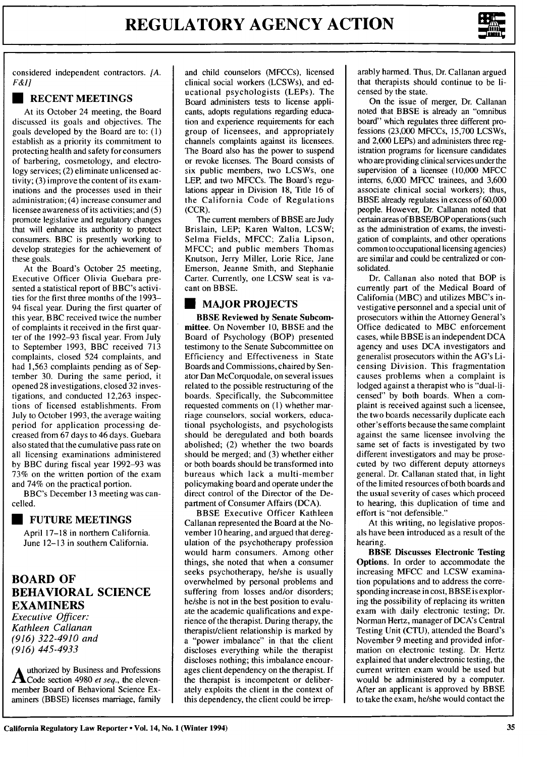considered independent contractors. *[A. F&I]*

## RECENT MEETINGS

At its October 24 meeting, the Board discussed its goals and objectives. The goals developed by the Board are to: (1) establish as a priority its commitment to protecting health and safety for consumers of barbering, cosmetology, and electrology services; (2) eliminate unlicensed activity; (3) improve the content of its examinations and the processes used in their administration; (4) increase consumer and licensee awareness of its activities; and (5) promote legislative and regulatory changes that will enhance its authority to protect consumers. BBC is presently working to develop strategies for the achievement of these goals.

At the Board's October 25 meeting, Executive Officer Olivia Guebara presented a statistical report of BBC's activities for the first three months of the 1993–94 fiscal year. During the first quarter of this year, BBC received twice the number of complaints it received in the first quarter of the 1992–93 fiscal year. From July to September 1993, BBC received 713 complaints, closed 524 complaints, and had 1,563 complaints pending as of September 30. During the same period, it opened 28 investigations, closed 32 investigations, and conducted 12,263 inspections of licensed establishments. From July to October 1993, the average waiting period for application processing decreased from 67 days to 46 days. Guebara also stated that the cumulative pass rate on all licensing examinations administered by BBC during fiscal year 1992–93 was 73% on the written portion of the exam and 74% on the practical portion.

BBC's December 13 meeting was cancelled.

## FUTURE MEETINGS

April 17–18 in northern California.
June 12–13 in southern California.

# BOARD OF BEHAVIORAL SCIENCE EXAMINERS

*Executive Officer:*
*Kathleen Callanan*
*(916) 322-4910 and*
*(916) 445-4933*

Authorized by Business and Professions Code section 4980 *et seq.*, the eleven-member Board of Behavioral Science Examiners (BBSE) licenses marriage, family and child counselors (MFCCs), licensed clinical social workers (LCSWs), and educational psychologists (LEPs). The Board administers tests to license applicants, adopts regulations regarding education and experience requirements for each group of licensees, and appropriately channels complaints against its licensees. The Board also has the power to suspend or revoke licenses. The Board consists of six public members, two LCSWs, one LEP, and two MFCCs. The Board's regulations appear in Division 18, Title 16 of the California Code of Regulations (CCR).

The current members of BBSE are Judy Brislain, LEP; Karen Walton, LCSW; Selma Fields, MFCC; Zalia Lipson, MFCC; and public members Thomas Knutson, Jerry Miller, Lorie Rice, Jane Emerson, Jeanne Smith, and Stephanie Carter. Currently, one LCSW seat is vacant on BBSE.

## MAJOR PROJECTS

**BBSE Reviewed by Senate Subcommittee.** On November 10, BBSE and the Board of Psychology (BOP) presented testimony to the Senate Subcommittee on Efficiency and Effectiveness in State Boards and Commissions, chaired by Senator Dan McCorquodale, on several issues related to the possible restructuring of the boards. Specifically, the Subcommittee requested comments on (1) whether marriage counselors, social workers, educational psychologists, and psychologists should be deregulated and both boards abolished; (2) whether the two boards should be merged; and (3) whether either or both boards should be transformed into bureaus which lack a multi-member policymaking board and operate under the direct control of the Director of the Department of Consumer Affairs (DCA).

BBSE Executive Officer Kathleen Callanan represented the Board at the November 10 hearing, and argued that deregulation of the psychotherapy profession would harm consumers. Among other things, she noted that when a consumer seeks psychotherapy, he/she is usually overwhelmed by personal problems and suffering from losses and/or disorders; he/she is not in the best position to evaluate the academic qualifications and experience of the therapist. During therapy, the therapist/client relationship is marked by a "power imbalance" in that the client discloses everything while the therapist discloses nothing; this imbalance encourages client dependency on the therapist. If the therapist is incompetent or deliberately exploits the client in the context of this dependency, the client could be irreparably harmed. Thus, Dr. Callanan argued that therapists should continue to be licensed by the state.

On the issue of merger, Dr. Callanan noted that BBSE is already an "omnibus board" which regulates three different professions (23,000 MFCCs, 15,700 LCSWs, and 2,000 LEPs) and administers three registration programs for licensure candidates who are providing clinical services under the supervision of a licensee (10,000 MFCC interns, 6,000 MFCC trainees, and 3,600 associate clinical social workers); thus, BBSE already regulates in excess of 60,000 people. However, Dr. Callanan noted that certain areas of BBSE/BOP operations (such as the administration of exams, the investigation of complaints, and other operations common to occupational licensing agencies) are similar and could be centralized or consolidated.

Dr. Callanan also noted that BOP is currently part of the Medical Board of California (MBC) and utilizes MBC's investigative personnel and a special unit of prosecutors within the Attorney General's Office dedicated to MBC enforcement cases, while BBSE is an independent DCA agency and uses DCA investigators and generalist prosecutors within the AG's Licensing Division. This fragmentation causes problems when a complaint is lodged against a therapist who is "dual-licensed" by both boards. When a complaint is received against such a licensee, the two boards necessarily duplicate each other's efforts because the same complaint against the same licensee involving the same set of facts is investigated by two different investigators and may be prosecuted by two different deputy attorneys general. Dr. Callanan stated that, in light of the limited resources of both boards and the usual severity of cases which proceed to hearing, this duplication of time and effort is "not defensible."

At this writing, no legislative proposals have been introduced as a result of the hearing.

**BBSE Discusses Electronic Testing Options.** In order to accommodate the increasing MFCC and LCSW examination populations and to address the corresponding increase in cost, BBSE is exploring the possibility of replacing its written exam with daily electronic testing; Dr. Norman Hertz, manager of DCA's Central Testing Unit (CTU), attended the Board's November 9 meeting and provided information on electronic testing. Dr. Hertz explained that under electronic testing, the current written exam would be used but would be administered by a computer. After an applicant is approved by BBSE to take the exam, he/she would contact the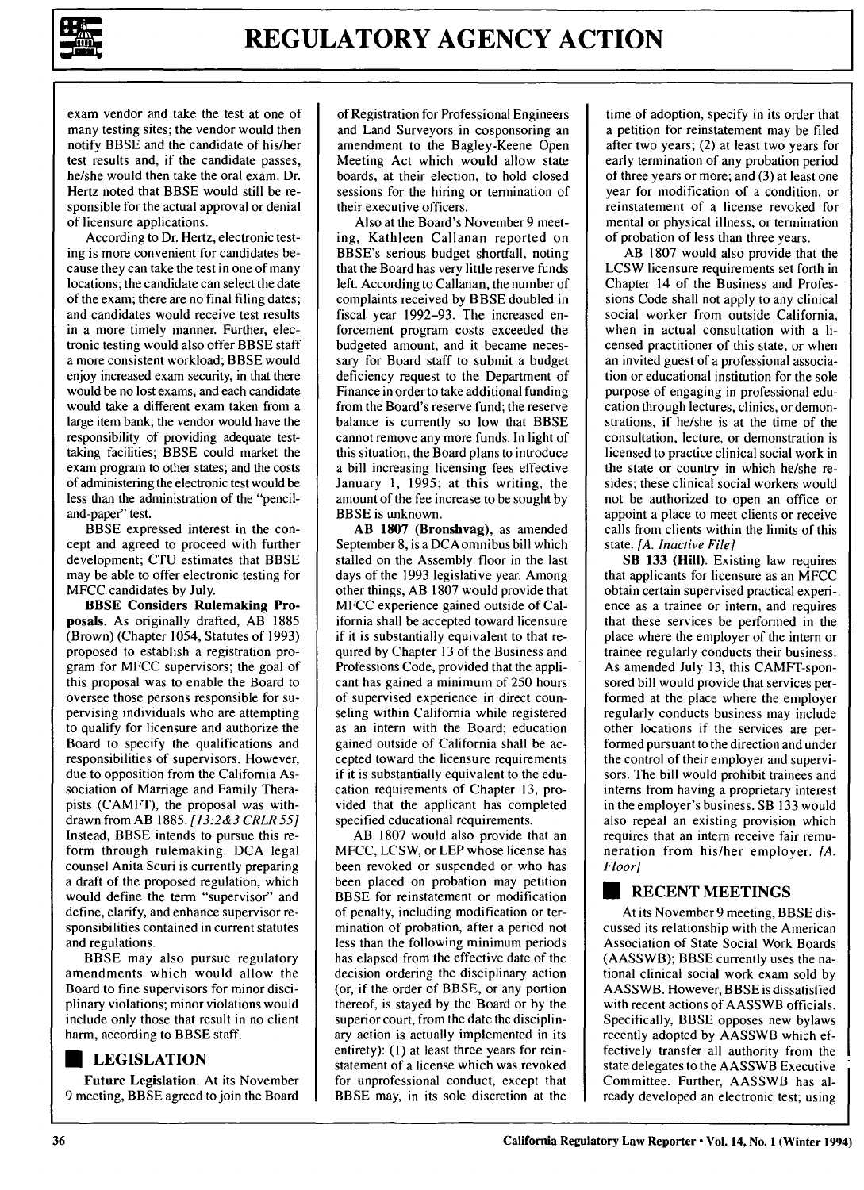exam vendor and take the test at one of many testing sites; the vendor would then notify BBSE and the candidate of his/her test results and, if the candidate passes, he/she would then take the oral exam. Dr. Hertz noted that BBSE would still be responsible for the actual approval or denial of licensure applications.

According to Dr. Hertz, electronic testing is more convenient for candidates because they can take the test in one of many locations; the candidate can select the date of the exam; there are no final filing dates; and candidates would receive test results in a more timely manner. Further, electronic testing would also offer BBSE staff a more consistent workload; BBSE would enjoy increased exam security, in that there would be no lost exams, and each candidate would take a different exam taken from a large item bank; the vendor would have the responsibility of providing adequate test-taking facilities; BBSE could market the exam program to other states; and the costs of administering the electronic test would be less than the administration of the "pencil-and-paper" test.

BBSE expressed interest in the concept and agreed to proceed with further development; CTU estimates that BBSE may be able to offer electronic testing for MFCC candidates by July.

**BBSE Considers Rulemaking Proposals.** As originally drafted, AB 1885 (Brown) (Chapter 1054, Statutes of 1993) proposed to establish a registration program for MFCC supervisors; the goal of this proposal was to enable the Board to oversee those persons responsible for supervising individuals who are attempting to qualify for licensure and authorize the Board to specify the qualifications and responsibilities of supervisors. However, due to opposition from the California Association of Marriage and Family Therapists (CAMFT), the proposal was withdrawn from AB 1885. *[13:2&3 CRLR 55]* Instead, BBSE intends to pursue this reform through rulemaking. DCA legal counsel Anita Scuri is currently preparing a draft of the proposed regulation, which would define the term "supervisor" and define, clarify, and enhance supervisor responsibilities contained in current statutes and regulations.

BBSE may also pursue regulatory amendments which would allow the Board to fine supervisors for minor disciplinary violations; minor violations would include only those that result in no client harm, according to BBSE staff.

## LEGISLATION

**Future Legislation.** At its November 9 meeting, BBSE agreed to join the Board of Registration for Professional Engineers and Land Surveyors in cosponsoring an amendment to the Bagley-Keene Open Meeting Act which would allow state boards, at their election, to hold closed sessions for the hiring or termination of their executive officers.

Also at the Board's November 9 meeting, Kathleen Callanan reported on BBSE's serious budget shortfall, noting that the Board has very little reserve funds left. According to Callanan, the number of complaints received by BBSE doubled in fiscal year 1992–93. The increased enforcement program costs exceeded the budgeted amount, and it became necessary for Board staff to submit a budget deficiency request to the Department of Finance in order to take additional funding from the Board's reserve fund; the reserve balance is currently so low that BBSE cannot remove any more funds. In light of this situation, the Board plans to introduce a bill increasing licensing fees effective January 1, 1995; at this writing, the amount of the fee increase to be sought by BBSE is unknown.

**AB 1807 (Bronshvag)**, as amended September 8, is a DCA omnibus bill which stalled on the Assembly floor in the last days of the 1993 legislative year. Among other things, AB 1807 would provide that MFCC experience gained outside of California shall be accepted toward licensure if it is substantially equivalent to that required by Chapter 13 of the Business and Professions Code, provided that the applicant has gained a minimum of 250 hours of supervised experience in direct counseling within California while registered as an intern with the Board; education gained outside of California shall be accepted toward the licensure requirements if it is substantially equivalent to the education requirements of Chapter 13, provided that the applicant has completed specified educational requirements.

AB 1807 would also provide that an MFCC, LCSW, or LEP whose license has been revoked or suspended or who has been placed on probation may petition BBSE for reinstatement or modification of penalty, including modification or termination of probation, after a period not less than the following minimum periods has elapsed from the effective date of the decision ordering the disciplinary action (or, if the order of BBSE, or any portion thereof, is stayed by the Board or by the superior court, from the date the disciplinary action is actually implemented in its entirety): (1) at least three years for reinstatement of a license which was revoked for unprofessional conduct, except that BBSE may, in its sole discretion at the time of adoption, specify in its order that a petition for reinstatement may be filed after two years; (2) at least two years for early termination of any probation period of three years or more; and (3) at least one year for modification of a condition, or reinstatement of a license revoked for mental or physical illness, or termination of probation of less than three years.

AB 1807 would also provide that the LCSW licensure requirements set forth in Chapter 14 of the Business and Professions Code shall not apply to any clinical social worker from outside California, when in actual consultation with a licensed practitioner of this state, or when an invited guest of a professional association or educational institution for the sole purpose of engaging in professional education through lectures, clinics, or demonstrations, if he/she is at the time of the consultation, lecture, or demonstration is licensed to practice clinical social work in the state or country in which he/she resides; these clinical social workers would not be authorized to open an office or appoint a place to meet clients or receive calls from clients within the limits of this state. *[A. Inactive File]*

**SB 133 (Hill).** Existing law requires that applicants for licensure as an MFCC obtain certain supervised practical experience as a trainee or intern, and requires that these services be performed in the place where the employer of the intern or trainee regularly conducts their business. As amended July 13, this CAMFT-sponsored bill would provide that services performed at the place where the employer regularly conducts business may include other locations if the services are performed pursuant to the direction and under the control of their employer and supervisors. The bill would prohibit trainees and interns from having a proprietary interest in the employer's business. SB 133 would also repeal an existing provision which requires that an intern receive fair remuneration from his/her employer. *[A. Floor]*

## RECENT MEETINGS

At its November 9 meeting, BBSE discussed its relationship with the American Association of State Social Work Boards (AASSWB); BBSE currently uses the national clinical social work exam sold by AASSWB. However, BBSE is dissatisfied with recent actions of AASSWB officials. Specifically, BBSE opposes new bylaws recently adopted by AASSWB which effectively transfer all authority from the state delegates to the AASSWB Executive Committee. Further, AASSWB has already developed an electronic test; using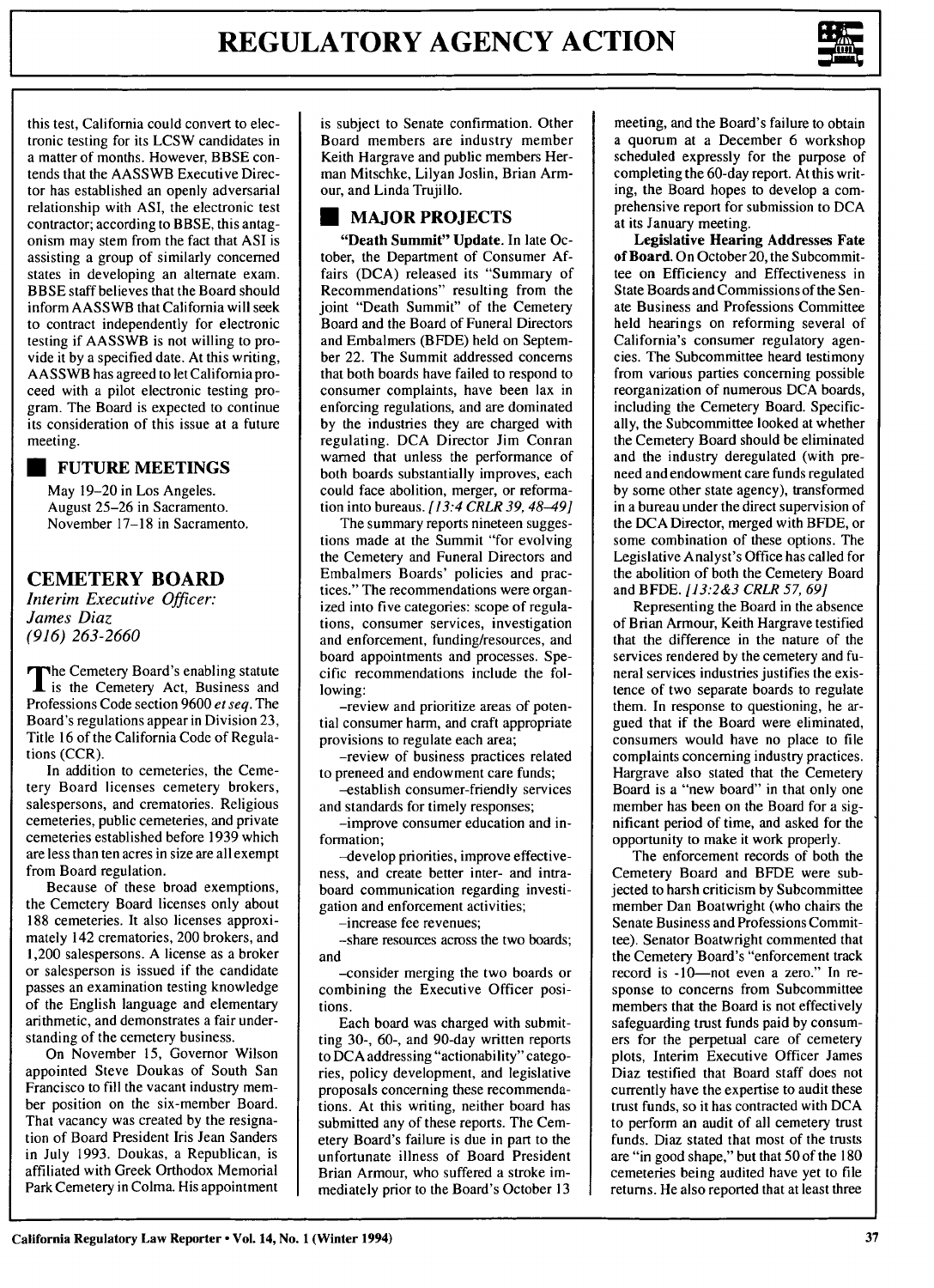this test, California could convert to electronic testing for its LCSW candidates in a matter of months. However, BBSE contends that the AASSWB Executive Director has established an openly adversarial relationship with ASI, the electronic test contractor; according to BBSE, this antagonism may stem from the fact that ASI is assisting a group of similarly concerned states in developing an alternate exam. BBSE staff believes that the Board should inform AASSWB that California will seek to contract independently for electronic testing if AASSWB is not willing to provide it by a specified date. At this writing, AASSWB has agreed to let California proceed with a pilot electronic testing program. The Board is expected to continue its consideration of this issue at a future meeting.

## FUTURE MEETINGS

May 19–20 in Los Angeles.
August 25–26 in Sacramento.
November 17–18 in Sacramento.

## CEMETERY BOARD

*Interim Executive Officer: James Diaz (916) 263-2660*

The Cemetery Board's enabling statute is the Cemetery Act, Business and Professions Code section 9600 *et seq.* The Board's regulations appear in Division 23, Title 16 of the California Code of Regulations (CCR).

In addition to cemeteries, the Cemetery Board licenses cemetery brokers, salespersons, and crematories. Religious cemeteries, public cemeteries, and private cemeteries established before 1939 which are less than ten acres in size are all exempt from Board regulation.

Because of these broad exemptions, the Cemetery Board licenses only about 188 cemeteries. It also licenses approximately 142 crematories, 200 brokers, and 1,200 salespersons. A license as a broker or salesperson is issued if the candidate passes an examination testing knowledge of the English language and elementary arithmetic, and demonstrates a fair understanding of the cemetery business.

On November 15, Governor Wilson appointed Steve Doukas of South San Francisco to fill the vacant industry member position on the six-member Board. That vacancy was created by the resignation of Board President Iris Jean Sanders in July 1993. Doukas, a Republican, is affiliated with Greek Orthodox Memorial Park Cemetery in Colma. His appointment is subject to Senate confirmation. Other Board members are industry member Keith Hargrave and public members Herman Mitschke, Lilyan Joslin, Brian Armour, and Linda Trujillo.

## MAJOR PROJECTS

**"Death Summit" Update.** In late October, the Department of Consumer Affairs (DCA) released its "Summary of Recommendations" resulting from the joint "Death Summit" of the Cemetery Board and the Board of Funeral Directors and Embalmers (BFDE) held on September 22. The Summit addressed concerns that both boards have failed to respond to consumer complaints, have been lax in enforcing regulations, and are dominated by the industries they are charged with regulating. DCA Director Jim Conran warned that unless the performance of both boards substantially improves, each could face abolition, merger, or reformation into bureaus. *[13:4 CRLR 39, 48–49]*

The summary reports nineteen suggestions made at the Summit "for evolving the Cemetery and Funeral Directors and Embalmers Boards' policies and practices." The recommendations were organized into five categories: scope of regulations, consumer services, investigation and enforcement, funding/resources, and board appointments and processes. Specific recommendations include the following:

–review and prioritize areas of potential consumer harm, and craft appropriate provisions to regulate each area;

–review of business practices related to preneed and endowment care funds;

–establish consumer-friendly services and standards for timely responses;

–improve consumer education and information;

–develop priorities, improve effectiveness, and create better inter- and intraboard communication regarding investigation and enforcement activities;

–increase fee revenues;

–share resources across the two boards; and

–consider merging the two boards or combining the Executive Officer positions.

Each board was charged with submitting 30-, 60-, and 90-day written reports to DCA addressing "actionability" categories, policy development, and legislative proposals concerning these recommendations. At this writing, neither board has submitted any of these reports. The Cemetery Board's failure is due in part to the unfortunate illness of Board President Brian Armour, who suffered a stroke immediately prior to the Board's October 13 meeting, and the Board's failure to obtain a quorum at a December 6 workshop scheduled expressly for the purpose of completing the 60-day report. At this writing, the Board hopes to develop a comprehensive report for submission to DCA at its January meeting.

**Legislative Hearing Addresses Fate of Board.** On October 20, the Subcommittee on Efficiency and Effectiveness in State Boards and Commissions of the Senate Business and Professions Committee held hearings on reforming several of California's consumer regulatory agencies. The Subcommittee heard testimony from various parties concerning possible reorganization of numerous DCA boards, including the Cemetery Board. Specifically, the Subcommittee looked at whether the Cemetery Board should be eliminated and the industry deregulated (with preneed and endowment care funds regulated by some other state agency), transformed in a bureau under the direct supervision of the DCA Director, merged with BFDE, or some combination of these options. The Legislative Analyst's Office has called for the abolition of both the Cemetery Board and BFDE. *[13:2&3 CRLR 57, 69]*

Representing the Board in the absence of Brian Armour, Keith Hargrave testified that the difference in the nature of the services rendered by the cemetery and funeral services industries justifies the existence of two separate boards to regulate them. In response to questioning, he argued that if the Board were eliminated, consumers would have no place to file complaints concerning industry practices. Hargrave also stated that the Cemetery Board is a "new board" in that only one member has been on the Board for a significant period of time, and asked for the opportunity to make it work properly.

The enforcement records of both the Cemetery Board and BFDE were subjected to harsh criticism by Subcommittee member Dan Boatwright (who chairs the Senate Business and Professions Committee). Senator Boatwright commented that the Cemetery Board's "enforcement track record is -10—not even a zero." In response to concerns from Subcommittee members that the Board is not effectively safeguarding trust funds paid by consumers for the perpetual care of cemetery plots, Interim Executive Officer James Diaz testified that Board staff does not currently have the expertise to audit these trust funds, so it has contracted with DCA to perform an audit of all cemetery trust funds. Diaz stated that most of the trusts are "in good shape," but that 50 of the 180 cemeteries being audited have yet to file returns. He also reported that at least three